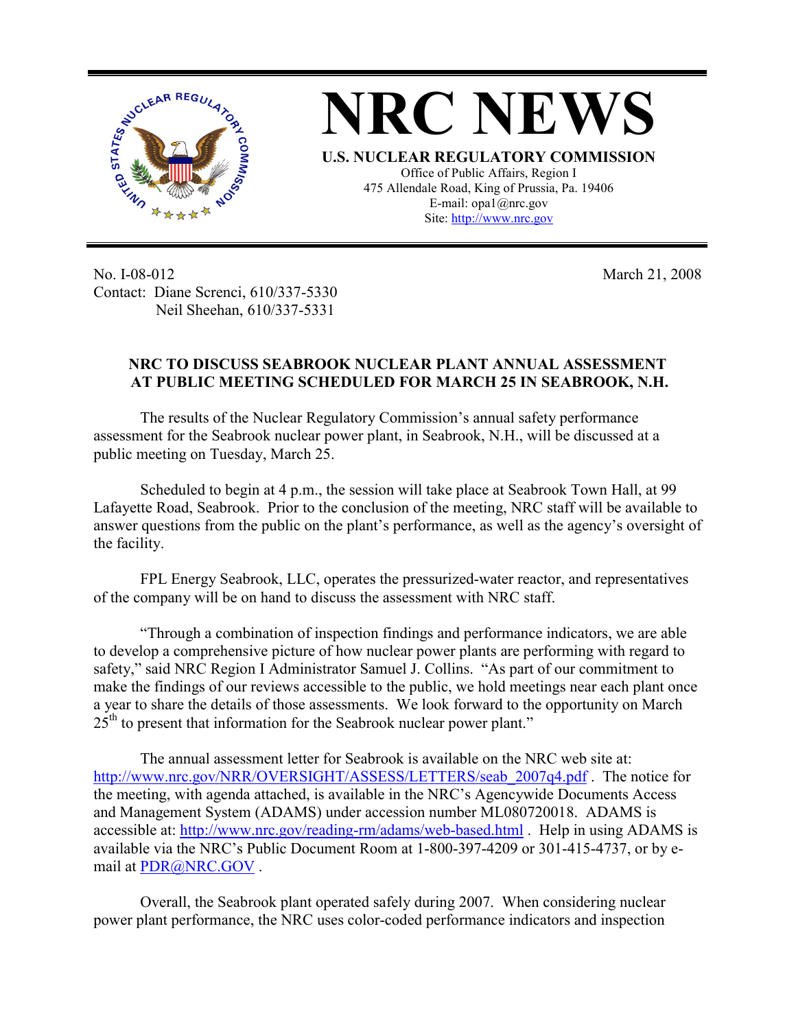# NRC NEWS

**U.S. NUCLEAR REGULATORY COMMISSION**
Office of Public Affairs, Region I
475 Allendale Road, King of Prussia, Pa. 19406
E-mail: opa1@nrc.gov
Site: http://www.nrc.gov

No. I-08-012
Contact: Diane Screnci, 610/337-5330
Neil Sheehan, 610/337-5331

March 21, 2008

**NRC TO DISCUSS SEABROOK NUCLEAR PLANT ANNUAL ASSESSMENT AT PUBLIC MEETING SCHEDULED FOR MARCH 25 IN SEABROOK, N.H.**

The results of the Nuclear Regulatory Commission's annual safety performance assessment for the Seabrook nuclear power plant, in Seabrook, N.H., will be discussed at a public meeting on Tuesday, March 25.

Scheduled to begin at 4 p.m., the session will take place at Seabrook Town Hall, at 99 Lafayette Road, Seabrook. Prior to the conclusion of the meeting, NRC staff will be available to answer questions from the public on the plant's performance, as well as the agency's oversight of the facility.

FPL Energy Seabrook, LLC, operates the pressurized-water reactor, and representatives of the company will be on hand to discuss the assessment with NRC staff.

"Through a combination of inspection findings and performance indicators, we are able to develop a comprehensive picture of how nuclear power plants are performing with regard to safety," said NRC Region I Administrator Samuel J. Collins. "As part of our commitment to make the findings of our reviews accessible to the public, we hold meetings near each plant once a year to share the details of those assessments. We look forward to the opportunity on March 25th to present that information for the Seabrook nuclear power plant."

The annual assessment letter for Seabrook is available on the NRC web site at: http://www.nrc.gov/NRR/OVERSIGHT/ASSESS/LETTERS/seab_2007q4.pdf . The notice for the meeting, with agenda attached, is available in the NRC's Agencywide Documents Access and Management System (ADAMS) under accession number ML080720018. ADAMS is accessible at: http://www.nrc.gov/reading-rm/adams/web-based.html . Help in using ADAMS is available via the NRC's Public Document Room at 1-800-397-4209 or 301-415-4737, or by e-mail at PDR@NRC.GOV .

Overall, the Seabrook plant operated safely during 2007. When considering nuclear power plant performance, the NRC uses color-coded performance indicators and inspection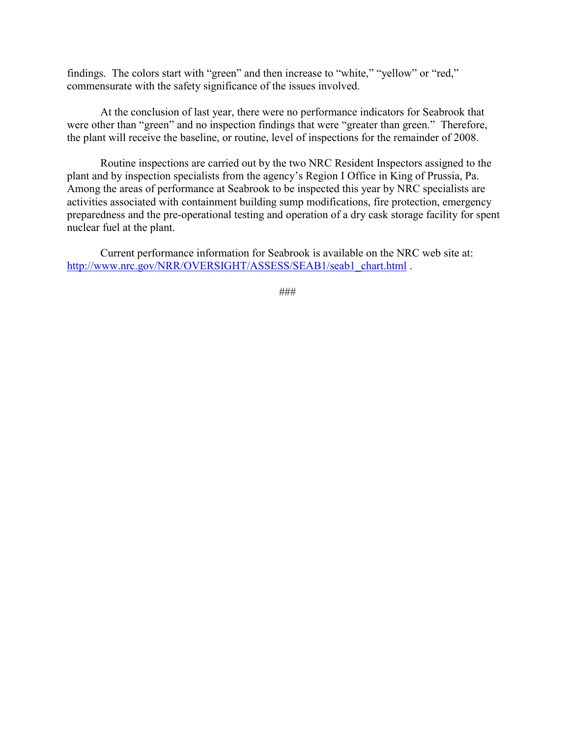findings. The colors start with "green" and then increase to "white," "yellow" or "red," commensurate with the safety significance of the issues involved.

At the conclusion of last year, there were no performance indicators for Seabrook that were other than "green" and no inspection findings that were "greater than green." Therefore, the plant will receive the baseline, or routine, level of inspections for the remainder of 2008.

Routine inspections are carried out by the two NRC Resident Inspectors assigned to the plant and by inspection specialists from the agency's Region I Office in King of Prussia, Pa. Among the areas of performance at Seabrook to be inspected this year by NRC specialists are activities associated with containment building sump modifications, fire protection, emergency preparedness and the pre-operational testing and operation of a dry cask storage facility for spent nuclear fuel at the plant.

Current performance information for Seabrook is available on the NRC web site at: http://www.nrc.gov/NRR/OVERSIGHT/ASSESS/SEAB1/seab1_chart.html .

###